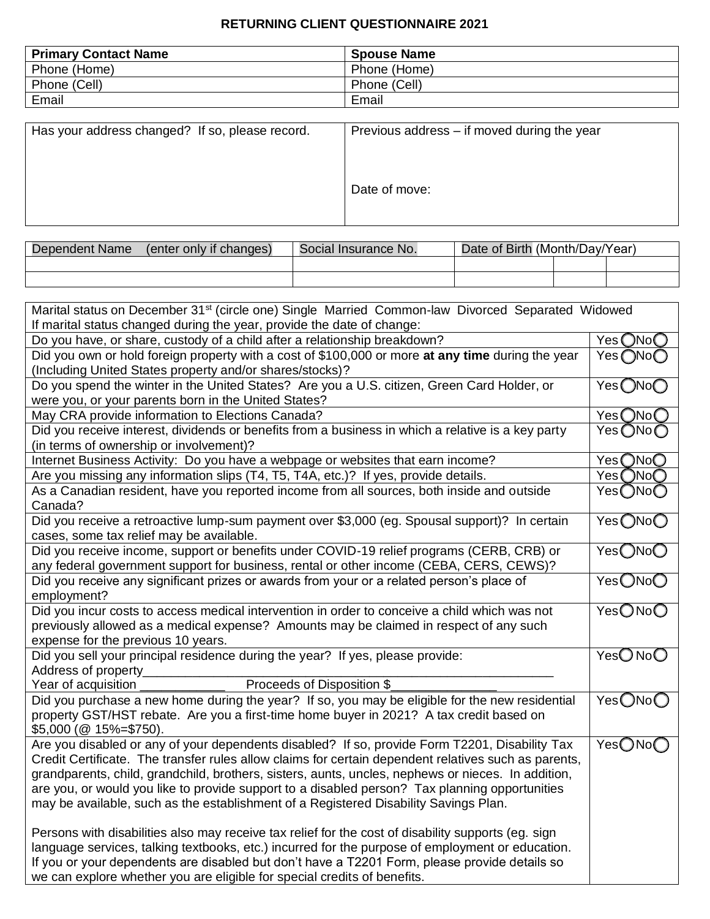# RETURNING CLIENT QUESTIONNAIRE 2021

| Primary Contact Name | Spouse Name |
|---|---|
| Phone (Home) | Phone (Home) |
| Phone (Cell) | Phone (Cell) |
| Email | Email |

| Has your address changed? If so, please record. | Previous address – if moved during the year<br><br>Date of move: |
|---|---|

| Dependent Name (enter only if changes) | Social Insurance No. | Date of Birth (Month/Day/Year) | | |
|---|---|---|---|---|
| | | | | |
| | | | | |

| | |
|---|---|
| Marital status on December 31st (circle one) Single Married Common-law Divorced Separated Widowed<br>If marital status changed during the year, provide the date of change: | |
| Do you have, or share, custody of a child after a relationship breakdown? | Yes ◯ No ◯ |
| Did you own or hold foreign property with a cost of $100,000 or more **at any time** during the year (Including United States property and/or shares/stocks)? | Yes ◯ No ◯ |
| Do you spend the winter in the United States? Are you a U.S. citizen, Green Card Holder, or were you, or your parents born in the United States? | Yes ◯ No ◯ |
| May CRA provide information to Elections Canada? | Yes ◯ No ◯ |
| Did you receive interest, dividends or benefits from a business in which a relative is a key party (in terms of ownership or involvement)? | Yes ◯ No ◯ |
| Internet Business Activity: Do you have a webpage or websites that earn income? | Yes ◯ No ◯ |
| Are you missing any information slips (T4, T5, T4A, etc.)? If yes, provide details. | Yes ◯ No ◯ |
| As a Canadian resident, have you reported income from all sources, both inside and outside Canada? | Yes ◯ No ◯ |
| Did you receive a retroactive lump-sum payment over $3,000 (eg. Spousal support)? In certain cases, some tax relief may be available. | Yes ◯ No ◯ |
| Did you receive income, support or benefits under COVID-19 relief programs (CERB, CRB) or any federal government support for business, rental or other income (CEBA, CERS, CEWS)? | Yes ◯ No ◯ |
| Did you receive any significant prizes or awards from your or a related person's place of employment? | Yes ◯ No ◯ |
| Did you incur costs to access medical intervention in order to conceive a child which was not previously allowed as a medical expense? Amounts may be claimed in respect of any such expense for the previous 10 years. | Yes ◯ No ◯ |
| Did you sell your principal residence during the year? If yes, please provide:<br>Address of property_______________________________________________<br>Year of acquisition ____________ Proceeds of Disposition $_______________ | Yes ◯ No ◯ |
| Did you purchase a new home during the year? If so, you may be eligible for the new residential property GST/HST rebate. Are you a first-time home buyer in 2021? A tax credit based on $5,000 (@ 15%=$750). | Yes ◯ No ◯ |
| Are you disabled or any of your dependents disabled? If so, provide Form T2201, Disability Tax Credit Certificate. The transfer rules allow claims for certain dependent relatives such as parents, grandparents, child, grandchild, brothers, sisters, aunts, uncles, nephews or nieces. In addition, are you, or would you like to provide support to a disabled person? Tax planning opportunities may be available, such as the establishment of a Registered Disability Savings Plan.<br><br>Persons with disabilities also may receive tax relief for the cost of disability supports (eg. sign language services, talking textbooks, etc.) incurred for the purpose of employment or education. If you or your dependents are disabled but don't have a T2201 Form, please provide details so we can explore whether you are eligible for special credits of benefits. | Yes ◯ No ◯ |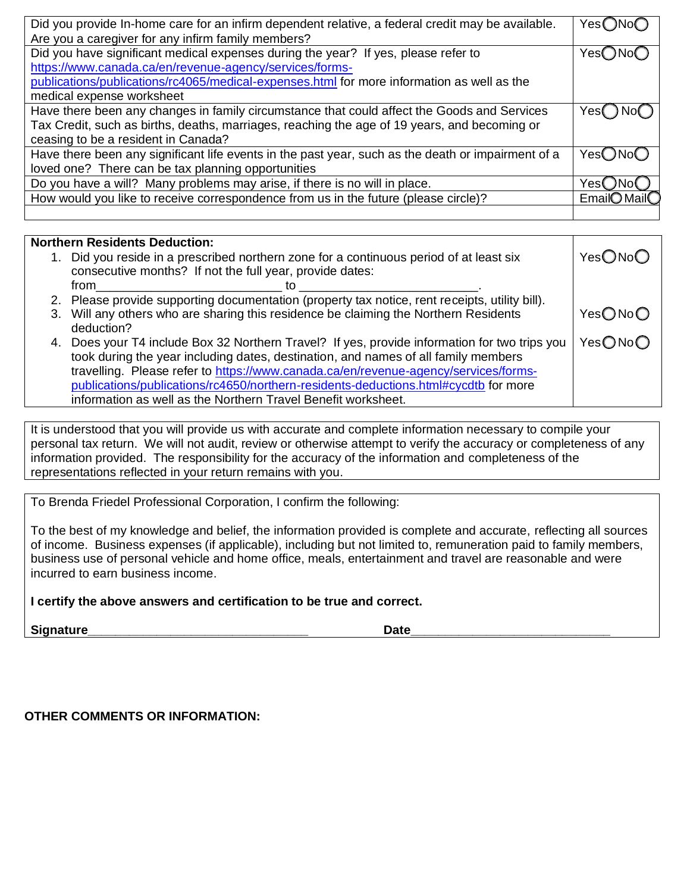| | |
|---|---|
| Did you provide In-home care for an infirm dependent relative, a federal credit may be available. Are you a caregiver for any infirm family members? | Yes◯No◯ |
| Did you have significant medical expenses during the year? If yes, please refer to https://www.canada.ca/en/revenue-agency/services/forms-publications/publications/rc4065/medical-expenses.html for more information as well as the medical expense worksheet | Yes◯No◯ |
| Have there been any changes in family circumstance that could affect the Goods and Services Tax Credit, such as births, deaths, marriages, reaching the age of 19 years, and becoming or ceasing to be a resident in Canada? | Yes◯ No◯ |
| Have there been any significant life events in the past year, such as the death or impairment of a loved one? There can be tax planning opportunities | Yes◯No◯ |
| Do you have a will? Many problems may arise, if there is no will in place. | Yes◯No◯ |
| How would you like to receive correspondence from us in the future (please circle)? | Email◯ Mail◯ |
| | |

| | |
|---|---|
| **Northern Residents Deduction:** | |
| 1. Did you reside in a prescribed northern zone for a continuous period of at least six consecutive months? If not the full year, provide dates: from\_\_\_\_\_\_\_\_\_\_\_\_\_\_\_\_\_\_\_\_\_\_\_\_\_ to \_\_\_\_\_\_\_\_\_\_\_\_\_\_\_\_\_\_\_\_\_\_\_\_\_. | Yes◯No◯ |
| 2. Please provide supporting documentation (property tax notice, rent receipts, utility bill). | |
| 3. Will any others who are sharing this residence be claiming the Northern Residents deduction? | Yes◯No◯ |
| 4. Does your T4 include Box 32 Northern Travel? If yes, provide information for two trips you took during the year including dates, destination, and names of all family members travelling. Please refer to https://www.canada.ca/en/revenue-agency/services/forms-publications/publications/rc4650/northern-residents-deductions.html#cycdtb for more information as well as the Northern Travel Benefit worksheet. | Yes◯No◯ |

It is understood that you will provide us with accurate and complete information necessary to compile your personal tax return. We will not audit, review or otherwise attempt to verify the accuracy or completeness of any information provided. The responsibility for the accuracy of the information and completeness of the representations reflected in your return remains with you.

To Brenda Friedel Professional Corporation, I confirm the following:

To the best of my knowledge and belief, the information provided is complete and accurate, reflecting all sources of income. Business expenses (if applicable), including but not limited to, remuneration paid to family members, business use of personal vehicle and home office, meals, entertainment and travel are reasonable and were incurred to earn business income.

**I certify the above answers and certification to be true and correct.**

**Signature**\_\_\_\_\_\_\_\_\_\_\_\_\_\_\_\_\_\_\_\_\_\_\_\_\_\_\_\_\_\_\_\_\_ **Date**\_\_\_\_\_\_\_\_\_\_\_\_\_\_\_\_\_\_\_\_\_\_\_\_\_\_\_\_\_\_

**OTHER COMMENTS OR INFORMATION:**